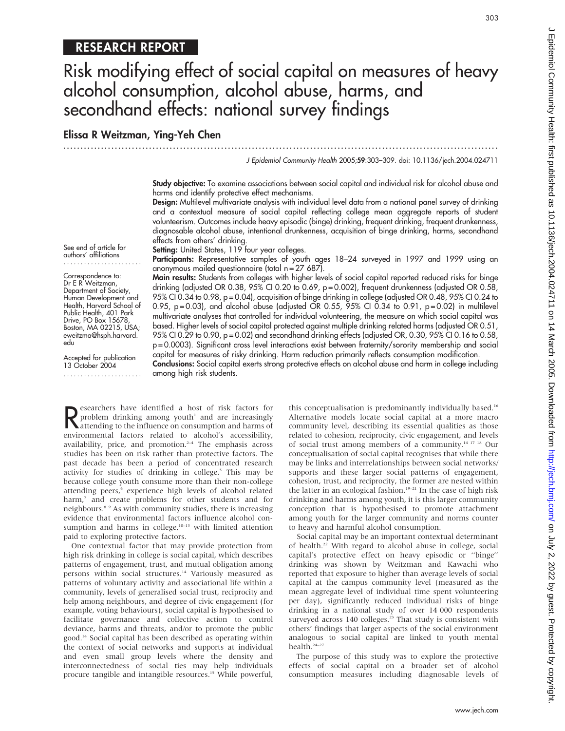## RESEARCH REPORT

# Risk modifying effect of social capital on measures of heavy alcohol consumption, alcohol abuse, harms, and secondhand effects: national survey findings

**Elissa R Weitzman, Ying-Yeh Chen**

See end of article for authors' affiliations

Correspondence to: Dr E R Weitzman, Department of Society, Human Development and Health, Harvard School of Public Health, 401 Park Drive, PO Box 15678, Boston, MA 02215, USA; eweitzma@hsph.harvard.edu

Accepted for publication 13 October 2004

**Study objective:** To examine associations between social capital and individual risk for alcohol abuse and harms and identify protective effect mechanisms.

**Design:** Multilevel multivariate analysis with individual level data from a national panel survey of drinking and a contextual measure of social capital reflecting college mean aggregate reports of student volunteerism. Outcomes include heavy episodic (binge) drinking, frequent drinking, frequent drunkenness, diagnosable alcohol abuse, intentional drunkenness, acquisition of binge drinking, harms, secondhand effects from others' drinking.

**Setting:** United States, 119 four year colleges.

**Participants:** Representative samples of youth ages 18–24 surveyed in 1997 and 1999 using an anonymous mailed questionnaire (total n = 27 687).

**Main results:** Students from colleges with higher levels of social capital reported reduced risks for binge drinking (adjusted OR 0.38, 95% CI 0.20 to 0.69, p = 0.002), frequent drunkenness (adjusted OR 0.58, 95% CI 0.34 to 0.98, p = 0.04), acquisition of binge drinking in college (adjusted OR 0.48, 95% CI 0.24 to 0.95, p = 0.03), and alcohol abuse (adjusted OR 0.55, 95% CI 0.34 to 0.91, p = 0.02) in multilevel multivariate analyses that controlled for individual volunteering, the measure on which social capital was based. Higher levels of social capital protected against multiple drinking related harms (adjusted OR 0.51, 95% CI 0.29 to 0.90, p = 0.02) and secondhand drinking effects (adjusted OR, 0.30, 95% CI 0.16 to 0.58, p = 0.0003). Significant cross level interactions exist between fraternity/sorority membership and social capital for measures of risky drinking. Harm reduction primarily reflects consumption modification.

**Conclusions:** Social capital exerts strong protective effects on alcohol abuse and harm in college including among high risk students.

Researchers have identified a host of risk factors for problem drinking among youth[1] and are increasingly attending to the influence on consumption and harms of environmental factors related to alcohol's accessibility, availability, price, and promotion.[2–4] The emphasis across studies has been on risk rather than protective factors. The past decade has been a period of concentrated research activity for studies of drinking in college.[5] This may be because college youth consume more than their non-college attending peers,[6] experience high levels of alcohol related harm,[7] and create problems for other students and for neighbours.[8 9] As with community studies, there is increasing evidence that environmental factors influence alcohol consumption and harms in college,[10–13] with limited attention paid to exploring protective factors.

One contextual factor that may provide protection from high risk drinking in college is social capital, which describes patterns of engagement, trust, and mutual obligation among persons within social structures.[14] Variously measured as patterns of voluntary activity and associational life within a community, levels of generalised social trust, reciprocity and help among neighbours, and degree of civic engagement (for example, voting behaviours), social capital is hypothesised to facilitate governance and collective action to control deviance, harms and threats, and/or to promote the public good.[14] Social capital has been described as operating within the context of social networks and supports at individual and even small group levels where the density and interconnectedness of social ties may help individuals procure tangible and intangible resources.[15] While powerful, this conceptualisation is predominantly individually based.[16] Alternative models locate social capital at a more macro community level, describing its essential qualities as those related to cohesion, reciprocity, civic engagement, and levels of social trust among members of a community.[14 17 18] Our conceptualisation of social capital recognises that while there may be links and interrelationships between social networks/supports and these larger social patterns of engagement, cohesion, trust, and reciprocity, the former are nested within the latter in an ecological fashion.[19–21] In the case of high risk drinking and harms among youth, it is this larger community conception that is hypothesised to promote attachment among youth for the larger community and norms counter to heavy and harmful alcohol consumption.

Social capital may be an important contextual determinant of health.[22] With regard to alcohol abuse in college, social capital's protective effect on heavy episodic or "binge" drinking was shown by Weitzman and Kawachi who reported that exposure to higher than average levels of social capital at the campus community level (measured as the mean aggregate level of individual time spent volunteering per day), significantly reduced individual risks of binge drinking in a national study of over 14 000 respondents surveyed across 140 colleges.[23] That study is consistent with others' findings that larger aspects of the social environment analogous to social capital are linked to youth mental health.[24–27]

The purpose of this study was to explore the protective effects of social capital on a broader set of alcohol consumption measures including diagnosable levels of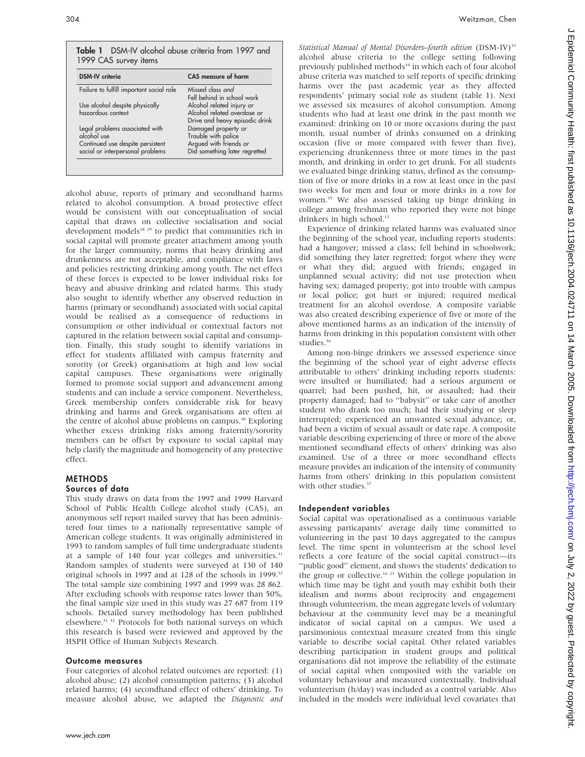**Table 1** DSM-IV alcohol abuse criteria from 1997 and 1999 CAS survey items

| DSM-IV criteria | CAS measure of harm |
|---|---|
| Failure to fulfill important social role | Missed class *and* Fell behind in school work |
| Use alcohol despite physically hazardous context | Alcohol related injury *or* Alcohol related overdose *or* Drive and heavy episodic drink |
| Legal problems associated with alcohol use | Damaged property *or* Trouble with police |
| Continued use despite persistent social or interpersonal problems | Argued with friends *or* Did something later regretted |

alcohol abuse, reports of primary and secondhand harms related to alcohol consumption. A broad protective effect would be consistent with our conceptualisation of social capital that draws on collective socialisation and social development models[28 29] to predict that communities rich in social capital will promote greater attachment among youth for the larger community, norms that heavy drinking and drunkenness are not acceptable, and compliance with laws and policies restricting drinking among youth. The net effect of these forces is expected to be lower individual risks for heavy and abusive drinking and related harms. This study also sought to identify whether any observed reduction in harms (primary or secondhand) associated with social capital would be realised as a consequence of reductions in consumption or other individual or contextual factors not captured in the relation between social capital and consumption. Finally, this study sought to identify variations in effect for students affiliated with campus fraternity and sorority (or Greek) organisations at high and low social capital campuses. These organisations were originally formed to promote social support and advancement among students and can include a service component. Nevertheless, Greek membership confers considerable risk for heavy drinking and harms and Greek organisations are often at the centre of alcohol abuse problems on campus.[30] Exploring whether excess drinking risks among fraternity/sorority members can be offset by exposure to social capital may help clarify the magnitude and homogeneity of any protective effect.

## METHODS

### Sources of data

This study draws on data from the 1997 and 1999 Harvard School of Public Health College alcohol study (CAS), an anonymous self report mailed survey that has been administered four times to a nationally representative sample of American college students. It was originally administered in 1993 to random samples of full time undergraduate students at a sample of 140 four year colleges and universities.[31] Random samples of students were surveyed at 130 of 140 original schools in 1997 and at 128 of the schools in 1999.[32] The total sample size combining 1997 and 1999 was 28 862. After excluding schools with response rates lower than 50%, the final sample size used in this study was 27 687 from 119 schools. Detailed survey methodology has been published elsewhere.[31 32] Protocols for both national surveys on which this research is based were reviewed and approved by the HSPH Office of Human Subjects Research.

### Outcome measures

Four categories of alcohol related outcomes are reported: (1) alcohol abuse; (2) alcohol consumption patterns; (3) alcohol related harms; (4) secondhand effect of others' drinking. To measure alcohol abuse, we adapted the *Diagnostic and Statistical Manual of Mental Disorders–fourth edition* (DSM-IV)[33] alcohol abuse criteria to the college setting following previously published methods[34] in which each of four alcohol abuse criteria was matched to self reports of specific drinking harms over the past academic year as they affected respondents' primary social role as student (table 1). Next we assessed six measures of alcohol consumption. Among students who had at least one drink in the past month we examined: drinking on 10 or more occasions during the past month, usual number of drinks consumed on a drinking occasion (five or more compared with fewer than five), experiencing drunkenness three or more times in the past month, and drinking in order to get drunk. For all students we evaluated binge drinking status, defined as the consumption of five or more drinks in a row at least once in the past two weeks for men and four or more drinks in a row for women.[35] We also assessed taking up binge drinking in college among freshman who reported they were not binge drinkers in high school.[12]

Experience of drinking related harms was evaluated since the beginning of the school year, including reports students: had a hangover; missed a class; fell behind in schoolwork; did something they later regretted; forgot where they were or what they did; argued with friends; engaged in unplanned sexual activity; did not use protection when having sex; damaged property; got into trouble with campus or local police; got hurt or injured; required medical treatment for an alcohol overdose. A composite variable was also created describing experience of five or more of the above mentioned harms as an indication of the intensity of harms from drinking in this population consistent with other studies.[36]

Among non-binge drinkers we assessed experience since the beginning of the school year of eight adverse effects attributable to others' drinking including reports students: were insulted or humiliated; had a serious argument or quarrel; had been pushed, hit, or assaulted; had their property damaged; had to "babysit" or take care of another student who drank too much; had their studying or sleep interrupted; experienced an unwanted sexual advance; or, had been a victim of sexual assault or date rape. A composite variable describing experiencing of three or more of the above mentioned secondhand effects of others' drinking was also examined. Use of a three or more secondhand effects measure provides an indication of the intensity of community harms from others' drinking in this population consistent with other studies.[37]

### Independent variables

Social capital was operationalised as a continuous variable assessing particapants' average daily time committed to volunteering in the past 30 days aggregated to the campus level. The time spent in volunteerism at the school level reflects a core feature of the social capital construct—its "public good" element, and shows the students' dedication to the group or collective.[16 23] Within the college population in which time may be tight and youth may exhibit both their idealism and norms about reciprocity and engagement through volunteerism, the mean aggregate levels of voluntary behaviour at the community level may be a meaningful indicator of social capital on a campus. We used a parsimonious contextual measure created from this single variable to describe social capital. Other related variables describing participation in student groups and political organisations did not improve the reliability of the estimate of social capital when composited with the variable on voluntary behaviour and measured contextually. Individual volunteerism (h/day) was included as a control variable. Also included in the models were individual level covariates that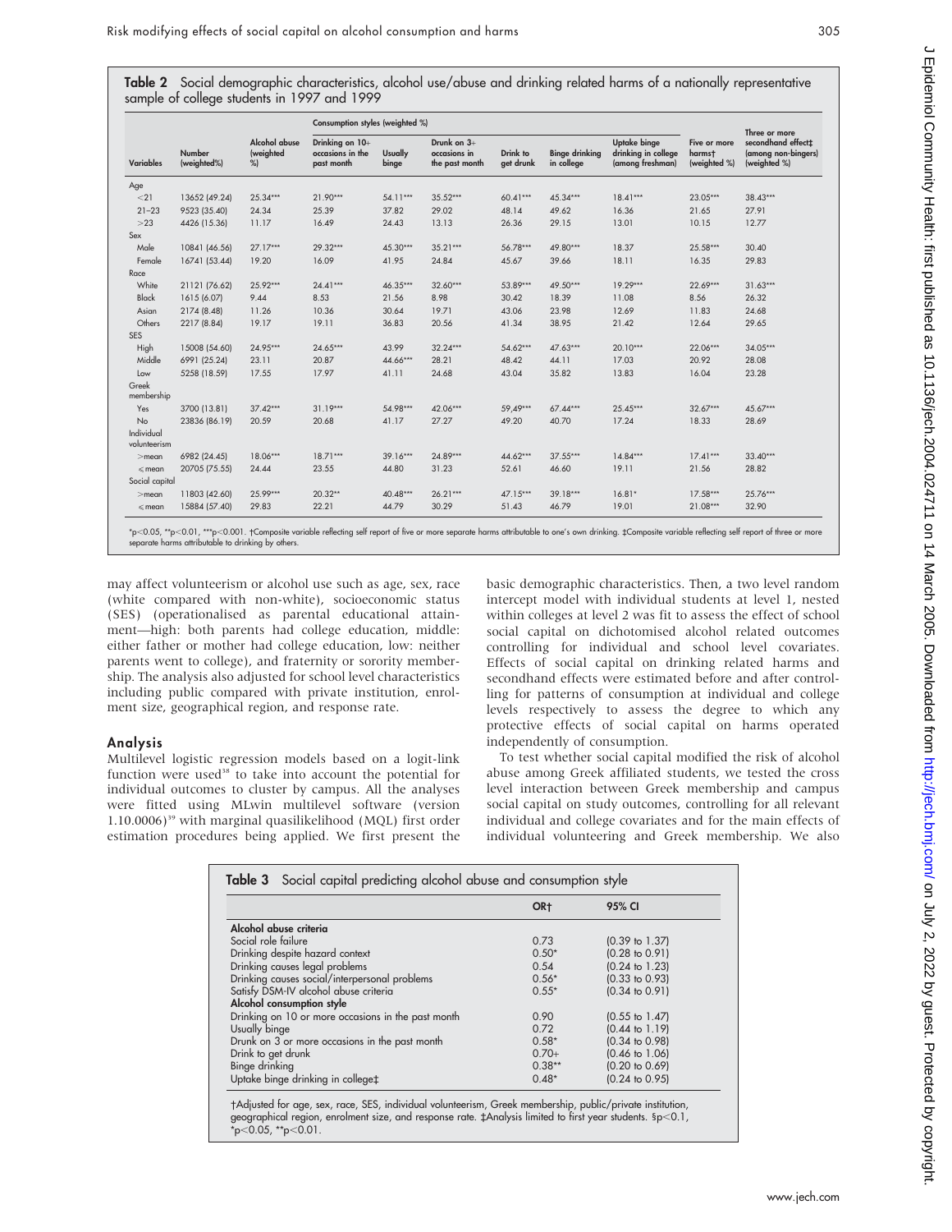**Table 2** Social demographic characteristics, alcohol use/abuse and drinking related harms of a nationally representative sample of college students in 1997 and 1999

| Variables | Number (weighted%) | Alcohol abuse (weighted %) | Consumption styles (weighted %) | | | | | | Five or more harms† (weighted %) | Three or more secondhand effect‡ (among non-bingers) (weighted %) |
|---|---|---|---|---|---|---|---|---|---|---|
| | | | Drinking on 10+ occasions in the past month | Usually binge | Drunk on 3+ occasions in the past month | Drink to get drunk | Binge drinking in college | Uptake binge drinking in college (among freshman) | | |
| **Age** | | | | | | | | | | |
| <21 | 13652 (49.24) | 25.34*** | 21.90*** | 54.11*** | 35.52*** | 60.41*** | 45.34*** | 18.41*** | 23.05*** | 38.43*** |
| 21–23 | 9523 (35.40) | 24.34 | 25.39 | 37.82 | 29.02 | 48.14 | 49.62 | 16.36 | 21.65 | 27.91 |
| >23 | 4426 (15.36) | 11.17 | 16.49 | 24.43 | 13.13 | 26.36 | 29.15 | 13.01 | 10.15 | 12.77 |
| **Sex** | | | | | | | | | | |
| Male | 10841 (46.56) | 27.17*** | 29.32*** | 45.30*** | 35.21*** | 56.78*** | 49.80*** | 18.37 | 25.58*** | 30.40 |
| Female | 16741 (53.44) | 19.20 | 16.09 | 41.95 | 24.84 | 45.67 | 39.66 | 18.11 | 16.35 | 29.83 |
| **Race** | | | | | | | | | | |
| White | 21121 (76.62) | 25.92*** | 24.41*** | 46.35*** | 32.60*** | 53.89*** | 49.50*** | 19.29*** | 22.69*** | 31.63*** |
| Black | 1615 (6.07) | 9.44 | 8.53 | 21.56 | 8.98 | 30.42 | 18.39 | 11.08 | 8.56 | 26.32 |
| Asian | 2174 (8.48) | 11.26 | 10.36 | 30.64 | 19.71 | 43.06 | 23.98 | 12.69 | 11.83 | 24.68 |
| Others | 2217 (8.84) | 19.17 | 19.11 | 36.83 | 20.56 | 41.34 | 38.95 | 21.42 | 12.64 | 29.65 |
| **SES** | | | | | | | | | | |
| High | 15008 (54.60) | 24.95*** | 24.65*** | 43.99 | 32.24*** | 54.62*** | 47.63*** | 20.10*** | 22.06*** | 34.05*** |
| Middle | 6991 (25.24) | 23.11 | 20.87 | 44.66*** | 28.21 | 48.42 | 44.11 | 17.03 | 20.92 | 28.08 |
| Low | 5258 (18.59) | 17.55 | 17.97 | 41.11 | 24.68 | 43.04 | 35.82 | 13.83 | 16.04 | 23.28 |
| **Greek membership** | | | | | | | | | | |
| Yes | 3700 (13.81) | 37.42*** | 31.19*** | 54.98*** | 42.06*** | 59,49*** | 67.44*** | 25.45*** | 32.67*** | 45.67*** |
| No | 23836 (86.19) | 20.59 | 20.68 | 41.17 | 27.27 | 49.20 | 40.70 | 17.24 | 18.33 | 28.69 |
| **Individual volunteerism** | | | | | | | | | | |
| >mean | 6982 (24.45) | 18.06*** | 18.71*** | 39.16*** | 24.89*** | 44.62*** | 37.55*** | 14.84*** | 17.41*** | 33.40*** |
| ⩽mean | 20705 (75.55) | 24.44 | 23.55 | 44.80 | 31.23 | 52.61 | 46.60 | 19.11 | 21.56 | 28.82 |
| **Social capital** | | | | | | | | | | |
| >mean | 11803 (42.60) | 25.99*** | 20.32** | 40.48*** | 26.21*** | 47.15*** | 39.18*** | 16.81* | 17.58*** | 25.76*** |
| ⩽mean | 15884 (57.40) | 29.83 | 22.21 | 44.79 | 30.29 | 51.43 | 46.79 | 19.01 | 21.08*** | 32.90 |

*p<0.05, **p<0.01, ***p<0.001. †Composite variable reflecting self report of five or more separate harms attributable to one's own drinking. ‡Composite variable reflecting self report of three or more separate harms attributable to drinking by others.

may affect volunteerism or alcohol use such as age, sex, race (white compared with non-white), socioeconomic status (SES) (operationalised as parental educational attainment—high: both parents had college education, middle: either father or mother had college education, low: neither parents went to college), and fraternity or sorority membership. The analysis also adjusted for school level characteristics including public compared with private institution, enrolment size, geographical region, and response rate.

## Analysis

Multilevel logistic regression models based on a logit-link function were used[38] to take into account the potential for individual outcomes to cluster by campus. All the analyses were fitted using MLwin multilevel software (version 1.10.0006)[39] with marginal quasilikelihood (MQL) first order estimation procedures being applied. We first present the basic demographic characteristics. Then, a two level random intercept model with individual students at level 1, nested within colleges at level 2 was fit to assess the effect of school social capital on dichotomised alcohol related outcomes controlling for individual and school level covariates. Effects of social capital on drinking related harms and secondhand effects were estimated before and after controlling for patterns of consumption at individual and college levels respectively to assess the degree to which any protective effects of social capital on harms operated independently of consumption.

To test whether social capital modified the risk of alcohol abuse among Greek affiliated students, we tested the cross level interaction between Greek membership and campus social capital on study outcomes, controlling for all relevant individual and college covariates and for the main effects of individual volunteering and Greek membership. We also

**Table 3** Social capital predicting alcohol abuse and consumption style

| | OR† | 95% CI |
|---|---|---|
| **Alcohol abuse criteria** | | |
| Social role failure | 0.73 | (0.39 to 1.37) |
| Drinking despite hazard context | 0.50* | (0.28 to 0.91) |
| Drinking causes legal problems | 0.54 | (0.24 to 1.23) |
| Drinking causes social/interpersonal problems | 0.56* | (0.33 to 0.93) |
| Satisfy DSM-IV alcohol abuse criteria | 0.55* | (0.34 to 0.91) |
| **Alcohol consumption style** | | |
| Drinking on 10 or more occasions in the past month | 0.90 | (0.55 to 1.47) |
| Usually binge | 0.72 | (0.44 to 1.19) |
| Drunk on 3 or more occasions in the past month | 0.58* | (0.34 to 0.98) |
| Drink to get drunk | 0.70+ | (0.46 to 1.06) |
| Binge drinking | 0.38** | (0.20 to 0.69) |
| Uptake binge drinking in college‡ | 0.48* | (0.24 to 0.95) |

†Adjusted for age, sex, race, SES, individual volunteerism, Greek membership, public/private institution, geographical region, enrolment size, and response rate. ‡Analysis limited to first year students. §p<0.1, *p<0.05, **p<0.01.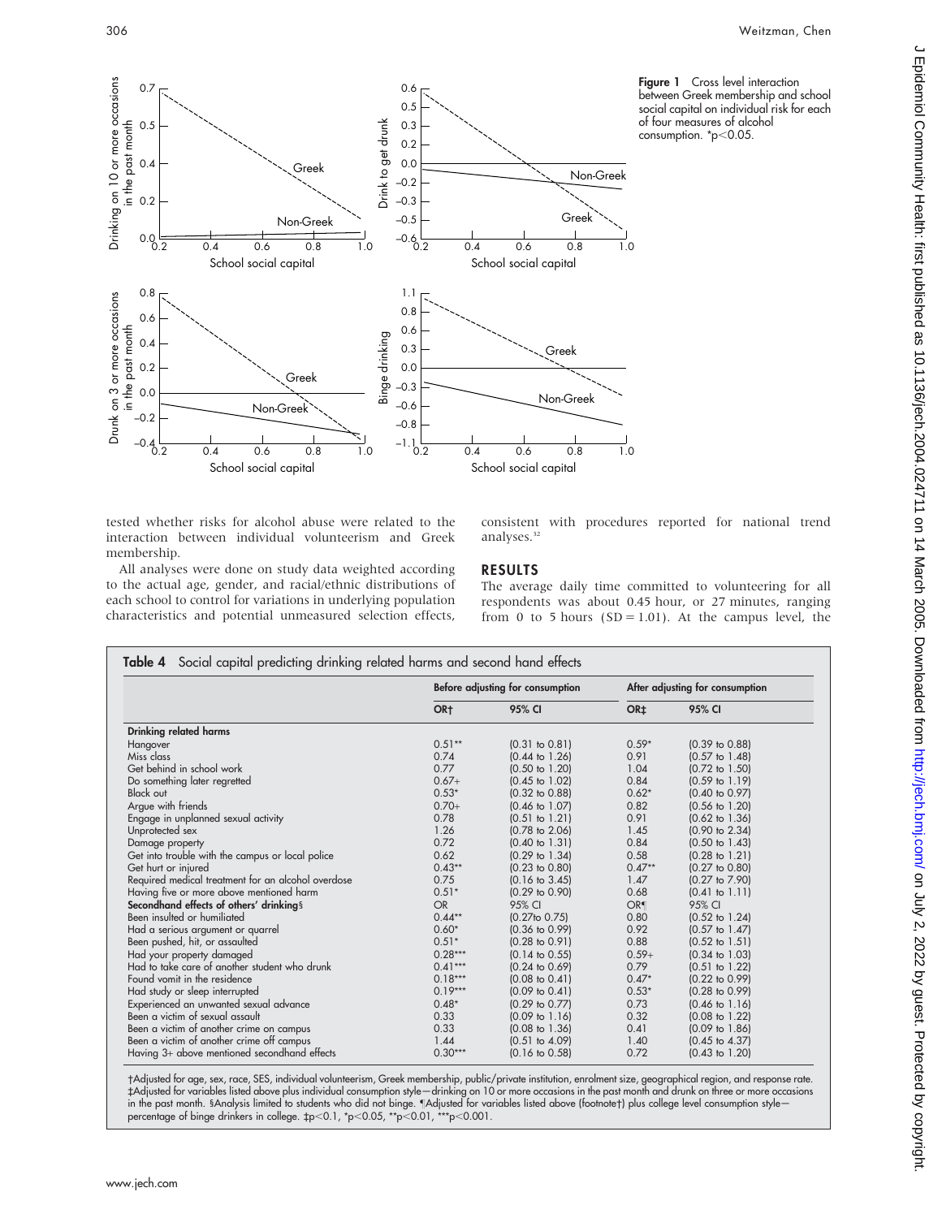Figure 1 Cross level interaction between Greek membership and school social capital on individual risk for each of four measures of alcohol consumption. *p<0.05.

tested whether risks for alcohol abuse were related to the interaction between individual volunteerism and Greek membership.

All analyses were done on study data weighted according to the actual age, gender, and racial/ethnic distributions of each school to control for variations in underlying population characteristics and potential unmeasured selection effects, consistent with procedures reported for national trend analyses.[32]

## RESULTS

The average daily time committed to volunteering for all respondents was about 0.45 hour, or 27 minutes, ranging from 0 to 5 hours (SD = 1.01). At the campus level, the

**Table 4** Social capital predicting drinking related harms and second hand effects

| | Before adjusting for consumption | | After adjusting for consumption | |
|---|---|---|---|---|
| | OR† | 95% CI | OR‡ | 95% CI |
| **Drinking related harms** | | | | |
| Hangover | 0.51** | (0.31 to 0.81) | 0.59* | (0.39 to 0.88) |
| Miss class | 0.74 | (0.44 to 1.26) | 0.91 | (0.57 to 1.48) |
| Get behind in school work | 0.77 | (0.50 to 1.20) | 1.04 | (0.72 to 1.50) |
| Do something later regretted | 0.67+ | (0.45 to 1.02) | 0.84 | (0.59 to 1.19) |
| Black out | 0.53* | (0.32 to 0.88) | 0.62* | (0.40 to 0.97) |
| Argue with friends | 0.70+ | (0.46 to 1.07) | 0.82 | (0.56 to 1.20) |
| Engage in unplanned sexual activity | 0.78 | (0.51 to 1.21) | 0.91 | (0.62 to 1.36) |
| Unprotected sex | 1.26 | (0.78 to 2.06) | 1.45 | (0.90 to 2.34) |
| Damage property | 0.72 | (0.40 to 1.31) | 0.84 | (0.50 to 1.43) |
| Get into trouble with the campus or local police | 0.62 | (0.29 to 1.34) | 0.58 | (0.28 to 1.21) |
| Get hurt or injured | 0.43** | (0.23 to 0.80) | 0.47** | (0.27 to 0.80) |
| Required medical treatment for an alcohol overdose | 0.75 | (0.16 to 3.45) | 1.47 | (0.27 to 7.90) |
| Having five or more above mentioned harm | 0.51* | (0.29 to 0.90) | 0.68 | (0.41 to 1.11) |
| **Secondhand effects of others' drinking§** | OR | 95% CI | OR¶ | 95% CI |
| Been insulted or humiliated | 0.44** | (0.27to 0.75) | 0.80 | (0.52 to 1.24) |
| Had a serious argument or quarrel | 0.60* | (0.36 to 0.99) | 0.92 | (0.57 to 1.47) |
| Been pushed, hit, or assaulted | 0.51* | (0.28 to 0.91) | 0.88 | (0.52 to 1.51) |
| Had your property damaged | 0.28*** | (0.14 to 0.55) | 0.59+ | (0.34 to 1.03) |
| Had to take care of another student who drunk | 0.41*** | (0.24 to 0.69) | 0.79 | (0.51 to 1.22) |
| Found vomit in the residence | 0.18*** | (0.08 to 0.41) | 0.47* | (0.22 to 0.99) |
| Had study or sleep interrupted | 0.19*** | (0.09 to 0.41) | 0.53* | (0.28 to 0.99) |
| Experienced an unwanted sexual advance | 0.48* | (0.29 to 0.77) | 0.73 | (0.46 to 1.16) |
| Been a victim of sexual assault | 0.33 | (0.09 to 1.16) | 0.32 | (0.08 to 1.22) |
| Been a victim of another crime on campus | 0.33 | (0.08 to 1.36) | 0.41 | (0.09 to 1.86) |
| Been a victim of another crime off campus | 1.44 | (0.51 to 4.09) | 1.40 | (0.45 to 4.37) |
| Having 3+ above mentioned secondhand effects | 0.30*** | (0.16 to 0.58) | 0.72 | (0.43 to 1.20) |

†Adjusted for age, sex, race, SES, individual volunteerism, Greek membership, public/private institution, enrolment size, geographical region, and response rate. ‡Adjusted for variables listed above plus individual consumption style—drinking on 10 or more occasions in the past month and drunk on three or more occasions in the past month. §Analysis limited to students who did not binge. ¶Adjusted for variables listed above (footnote†) plus college level consumption style—percentage of binge drinkers in college. ‡p<0.1, *p<0.05, **p<0.01, ***p<0.001.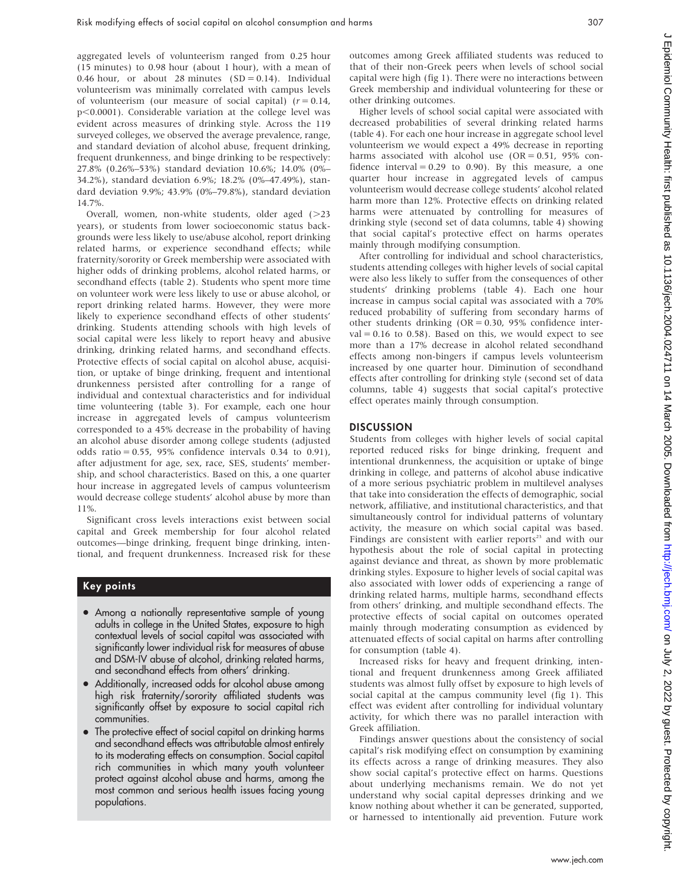aggregated levels of volunteerism ranged from 0.25 hour (15 minutes) to 0.98 hour (about 1 hour), with a mean of 0.46 hour, or about 28 minutes (SD = 0.14). Individual volunteerism was minimally correlated with campus levels of volunteerism (our measure of social capital) ($r = 0.14$, $p<0.0001$). Considerable variation at the college level was evident across measures of drinking style. Across the 119 surveyed colleges, we observed the average prevalence, range, and standard deviation of alcohol abuse, frequent drinking, frequent drunkenness, and binge drinking to be respectively: 27.8% (0.26%–53%) standard deviation 10.6%; 14.0% (0%–34.2%), standard deviation 6.9%; 18.2% (0%–47.49%), standard deviation 9.9%; 43.9% (0%–79.8%), standard deviation 14.7%.

Overall, women, non-white students, older aged (>23 years), or students from lower socioeconomic status backgrounds were less likely to use/abuse alcohol, report drinking related harms, or experience secondhand effects; while fraternity/sorority or Greek membership were associated with higher odds of drinking problems, alcohol related harms, or secondhand effects (table 2). Students who spent more time on volunteer work were less likely to use or abuse alcohol, or report drinking related harms. However, they were more likely to experience secondhand effects of other students' drinking. Students attending schools with high levels of social capital were less likely to report heavy and abusive drinking, drinking related harms, and secondhand effects. Protective effects of social capital on alcohol abuse, acquisition, or uptake of binge drinking, frequent and intentional drunkenness persisted after controlling for a range of individual and contextual characteristics and for individual time volunteering (table 3). For example, each one hour increase in aggregated levels of campus volunteerism corresponded to a 45% decrease in the probability of having an alcohol abuse disorder among college students (adjusted odds ratio = 0.55, 95% confidence intervals 0.34 to 0.91), after adjustment for age, sex, race, SES, students' membership, and school characteristics. Based on this, a one quarter hour increase in aggregated levels of campus volunteerism would decrease college students' alcohol abuse by more than 11%.

Significant cross levels interactions exist between social capital and Greek membership for four alcohol related outcomes—binge drinking, frequent binge drinking, intentional, and frequent drunkenness. Increased risk for these outcomes among Greek affiliated students was reduced to that of their non-Greek peers when levels of school social capital were high (fig 1). There were no interactions between Greek membership and individual volunteering for these or other drinking outcomes.

Higher levels of school social capital were associated with decreased probabilities of several drinking related harms (table 4). For each one hour increase in aggregate school level volunteerism we would expect a 49% decrease in reporting harms associated with alcohol use (OR = 0.51, 95% confidence interval = 0.29 to 0.90). By this measure, a one quarter hour increase in aggregated levels of campus volunteerism would decrease college students' alcohol related harm more than 12%. Protective effects on drinking related harms were attenuated by controlling for measures of drinking style (second set of data columns, table 4) showing that social capital's protective effect on harms operates mainly through modifying consumption.

After controlling for individual and school characteristics, students attending colleges with higher levels of social capital were also less likely to suffer from the consequences of other students' drinking problems (table 4). Each one hour increase in campus social capital was associated with a 70% reduced probability of suffering from secondary harms of other students drinking (OR = 0.30, 95% confidence interval = 0.16 to 0.58). Based on this, we would expect to see more than a 17% decrease in alcohol related secondhand effects among non-bingers if campus levels volunteerism increased by one quarter hour. Diminution of secondhand effects after controlling for drinking style (second set of data columns, table 4) suggests that social capital's protective effect operates mainly through consumption.

## DISCUSSION

Students from colleges with higher levels of social capital reported reduced risks for binge drinking, frequent and intentional drunkenness, the acquisition or uptake of binge drinking in college, and patterns of alcohol abuse indicative of a more serious psychiatric problem in multilevel analyses that take into consideration the effects of demographic, social network, affiliative, and institutional characteristics, and that simultaneously control for individual patterns of voluntary activity, the measure on which social capital was based. Findings are consistent with earlier reports[23] and with our hypothesis about the role of social capital in protecting against deviance and threat, as shown by more problematic drinking styles. Exposure to higher levels of social capital was also associated with lower odds of experiencing a range of drinking related harms, multiple harms, secondhand effects from others' drinking, and multiple secondhand effects. The protective effects of social capital on outcomes operated mainly through moderating consumption as evidenced by attenuated effects of social capital on harms after controlling for consumption (table 4).

Increased risks for heavy and frequent drinking, intentional and frequent drunkenness among Greek affiliated students was almost fully offset by exposure to high levels of social capital at the campus community level (fig 1). This effect was evident after controlling for individual voluntary activity, for which there was no parallel interaction with Greek affiliation.

Findings answer questions about the consistency of social capital's risk modifying effect on consumption by examining its effects across a range of drinking measures. They also show social capital's protective effect on harms. Questions about underlying mechanisms remain. We do not yet understand why social capital depresses drinking and we know nothing about whether it can be generated, supported, or harnessed to intentionally aid prevention. Future work

### Key points

- Among a nationally representative sample of young adults in college in the United States, exposure to high contextual levels of social capital was associated with significantly lower individual risk for measures of abuse and DSM-IV abuse of alcohol, drinking related harms, and secondhand effects from others' drinking.
- Additionally, increased odds for alcohol abuse among high risk fraternity/sorority affiliated students was significantly offset by exposure to social capital rich communities.
- The protective effect of social capital on drinking harms and secondhand effects was attributable almost entirely to its moderating effects on consumption. Social capital rich communities in which many youth volunteer protect against alcohol abuse and harms, among the most common and serious health issues facing young populations.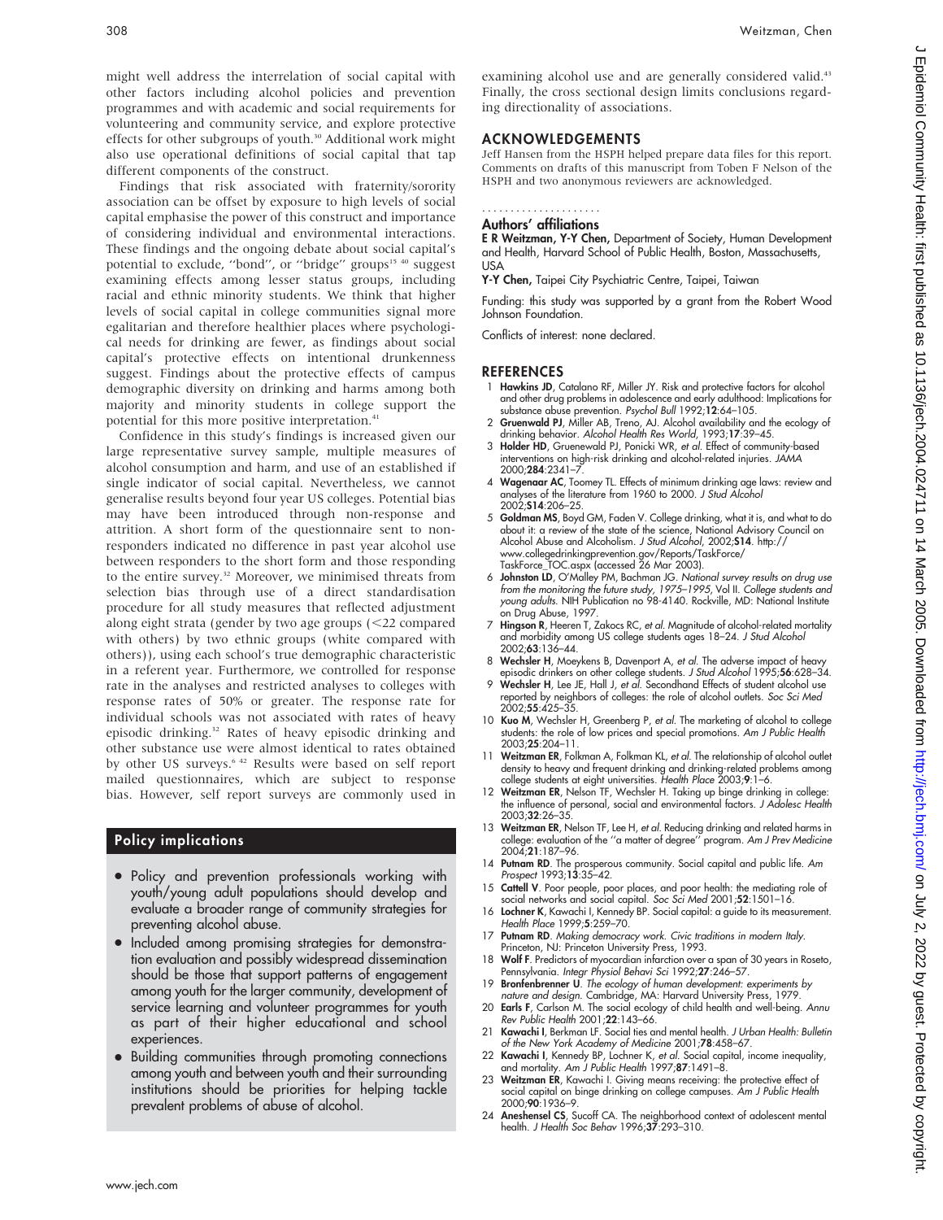might well address the interrelation of social capital with other factors including alcohol policies and prevention programmes and with academic and social requirements for volunteering and community service, and explore protective effects for other subgroups of youth.[30] Additional work might also use operational definitions of social capital that tap different components of the construct.

Findings that risk associated with fraternity/sorority association can be offset by exposure to high levels of social capital emphasise the power of this construct and importance of considering individual and environmental interactions. These findings and the ongoing debate about social capital's potential to exclude, "bond", or "bridge" groups[15 40] suggest examining effects among lesser status groups, including racial and ethnic minority students. We think that higher levels of social capital in college communities signal more egalitarian and therefore healthier places where psychological needs for drinking are fewer, as findings about social capital's protective effects on intentional drunkenness suggest. Findings about the protective effects of campus demographic diversity on drinking and harms among both majority and minority students in college support the potential for this more positive interpretation.[41]

Confidence in this study's findings is increased given our large representative survey sample, multiple measures of alcohol consumption and harm, and use of an established if single indicator of social capital. Nevertheless, we cannot generalise results beyond four year US colleges. Potential bias may have been introduced through non-response and attrition. A short form of the questionnaire sent to non-responders indicated no difference in past year alcohol use between responders to the short form and those responding to the entire survey.[32] Moreover, we minimised threats from selection bias through use of a direct standardisation procedure for all study measures that reflected adjustment along eight strata (gender by two age groups (<22 compared with others) by two ethnic groups (white compared with others)), using each school's true demographic characteristic in a referent year. Furthermore, we controlled for response rate in the analyses and restricted analyses to colleges with response rates of 50% or greater. The response rate for individual schools was not associated with rates of heavy episodic drinking.[32] Rates of heavy episodic drinking and other substance use were almost identical to rates obtained by other US surveys.[6 42] Results were based on self report mailed questionnaires, which are subject to response bias. However, self report surveys are commonly used in examining alcohol use and are generally considered valid.[43] Finally, the cross sectional design limits conclusions regarding directionality of associations.

### Policy implications

- Policy and prevention professionals working with youth/young adult populations should develop and evaluate a broader range of community strategies for preventing alcohol abuse.
- Included among promising strategies for demonstration evaluation and possibly widespread dissemination should be those that support patterns of engagement among youth for the larger community, development of service learning and volunteer programmes for youth as part of their higher educational and school experiences.
- Building communities through promoting connections among youth and between youth and their surrounding institutions should be priorities for helping tackle prevalent problems of abuse of alcohol.

## ACKNOWLEDGEMENTS

Jeff Hansen from the HSPH helped prepare data files for this report. Comments on drafts of this manuscript from Toben F Nelson of the HSPH and two anonymous reviewers are acknowledged.

### Authors' affiliations

**E R Weitzman, Y-Y Chen,** Department of Society, Human Development and Health, Harvard School of Public Health, Boston, Massachusetts, USA

**Y-Y Chen,** Taipei City Psychiatric Centre, Taipei, Taiwan

Funding: this study was supported by a grant from the Robert Wood Johnson Foundation.

Conflicts of interest: none declared.

## REFERENCES

1. **Hawkins JD**, Catalano RF, Miller JY. Risk and protective factors for alcohol and other drug problems in adolescence and early adulthood: Implications for substance abuse prevention. *Psychol Bull* 1992;**12**:64–105.
2. **Gruenwald PJ**, Miller AB, Treno, AJ. Alcohol availability and the ecology of drinking behavior. *Alcohol Health Res World*, 1993;**17**:39–45.
3. **Holder HD**, Gruenewald PJ, Ponicki WR, *et al*. Effect of community-based interventions on high-risk drinking and alcohol-related injuries. *JAMA* 2000;**284**:2341–7.
4. **Wagenaar AC**, Toomey TL. Effects of minimum drinking age laws: review and analyses of the literature from 1960 to 2000. *J Stud Alcohol* 2002;**S14**:206–25.
5. **Goldman MS**, Boyd GM, Faden V. College drinking, what it is, and what to do about it: a review of the state of the science, National Advisory Council on Alcohol Abuse and Alcoholism. *J Stud Alcohol*, 2002;**S14**. http://www.collegedrinkingprevention.gov/Reports/TaskForce/TaskForce_TOC.aspx (accessed 26 Mar 2003).
6. **Johnston LD**, O'Malley PM, Bachman JG. *National survey results on drug use from the monitoring the future study, 1975–1995*, Vol II. *College students and young adults*. NIH Publication no 98-4140. Rockville, MD: National Institute on Drug Abuse, 1997.
7. **Hingson R**, Heeren T, Zakocs RC, *et al*. Magnitude of alcohol-related mortality and morbidity among US college students ages 18–24. *J Stud Alcohol* 2002;**63**:136–44.
8. **Wechsler H**, Moeykens B, Davenport A, *et al*. The adverse impact of heavy episodic drinkers on other college students. *J Stud Alcohol* 1995;**56**:628–34.
9. **Wechsler H**, Lee JE, Hall J, *et al*. Secondhand Effects of student alcohol use reported by neighbors of colleges: the role of alcohol outlets. *Soc Sci Med* 2002;**55**:425–35.
10. **Kuo M**, Wechsler H, Greenberg P, *et al*. The marketing of alcohol to college students: the role of low prices and special promotions. *Am J Public Health* 2003;**25**:204–11.
11. **Weitzman ER**, Folkman A, Folkman KL, *et al*. The relationship of alcohol outlet density to heavy and frequent drinking and drinking-related problems among college students at eight universities. *Health Place* 2003;**9**:1–6.
12. **Weitzman ER**, Nelson TF, Wechsler H. Taking up binge drinking in college: the influence of personal, social and environmental factors. *J Adolesc Health* 2003;**32**:26–35.
13. **Weitzman ER**, Nelson TF, Lee H, *et al*. Reducing drinking and related harms in college: evaluation of the "a matter of degree" program. *Am J Prev Medicine* 2004;**21**:187–96.
14. **Putnam RD**. The prosperous community. Social capital and public life. *Am Prospect* 1993;**13**:35–42.
15. **Cattell V**. Poor people, poor places, and poor health: the mediating role of social networks and social capital. *Soc Sci Med* 2001;**52**:1501–16.
16. **Lochner K**, Kawachi I, Kennedy BP. Social capital: a guide to its measurement. *Health Place* 1999;**5**:259–70.
17. **Putnam RD**. *Making democracy work. Civic traditions in modern Italy*. Princeton, NJ: Princeton University Press, 1993.
18. **Wolf F**. Predictors of myocardial infarction over a span of 30 years in Roseto, Pennsylvania. *Integr Physiol Behavi Sci* 1992;**27**:246–57.
19. **Bronfenbrenner U**. *The ecology of human development: experiments by nature and design*. Cambridge, MA: Harvard University Press, 1979.
20. **Earls F**, Carlson M. The social ecology of child health and well-being. *Annu Rev Public Health* 2001;**22**:143–66.
21. **Kawachi I**, Berkman LF. Social ties and mental health. *J Urban Health: Bulletin of the New York Academy of Medicine* 2001;**78**:458–67.
22. **Kawachi I**, Kennedy BP, Lochner K, *et al*. Social capital, income inequality, and mortality. *Am J Public Health* 1997;**87**:1491–8.
23. **Weitzman ER**, Kawachi I. Giving means receiving: the protective effect of social capital on binge drinking on college campuses. *Am J Public Health* 2000;**90**:1936–9.
24. **Aneshensel CS**, Sucoff CA. The neighborhood context of adolescent mental health. *J Health Soc Behav* 1996;**37**:293–310.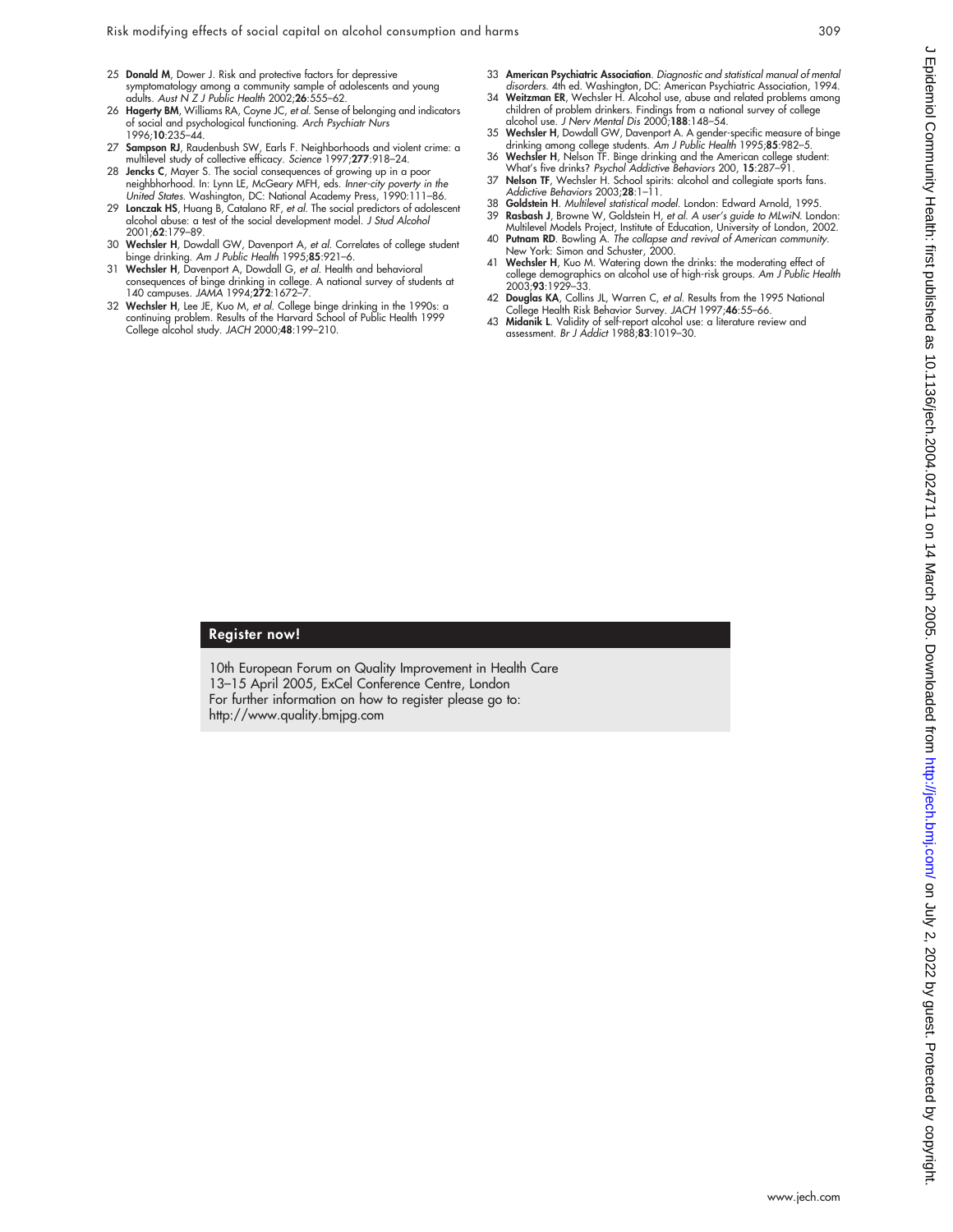25 **Donald M**, Dower J. Risk and protective factors for depressive symptomatology among a community sample of adolescents and young adults. *Aust N Z J Public Health* 2002;**26**:555–62.

26 **Hagerty BM**, Williams RA, Coyne JC, *et al*. Sense of belonging and indicators of social and psychological functioning. *Arch Psychiatr Nurs* 1996;**10**:235–44.

27 **Sampson RJ**, Raudenbush SW, Earls F. Neighborhoods and violent crime: a multilevel study of collective efficacy. *Science* 1997;**277**:918–24.

28 **Jencks C**, Mayer S. The social consequences of growing up in a poor neighbhorhood. In: Lynn LE, McGeary MFH, eds. *Inner-city poverty in the United States*. Washington, DC: National Academy Press, 1990:111–86.

29 **Lonczak HS**, Huang B, Catalano RF, *et al*. The social predictors of adolescent alcohol abuse: a test of the social development model. *J Stud Alcohol* 2001;**62**:179–89.

30 **Wechsler H**, Dowdall GW, Davenport A, *et al*. Correlates of college student binge drinking. *Am J Public Health* 1995;**85**:921–6.

31 **Wechsler H**, Davenport A, Dowdall G, *et al*. Health and behavioral consequences of binge drinking in college. A national survey of students at 140 campuses. *JAMA* 1994;**272**:1672–7.

32 **Wechsler H**, Lee JE, Kuo M, *et al*. College binge drinking in the 1990s: a continuing problem. Results of the Harvard School of Public Health 1999 College alcohol study. *JACH* 2000;**48**:199–210.

33 **American Psychiatric Association**. *Diagnostic and statistical manual of mental disorders*. 4th ed. Washington, DC: American Psychiatric Association, 1994.

34 **Weitzman ER**, Wechsler H. Alcohol use, abuse and related problems among children of problem drinkers. Findings from a national survey of college alcohol use. *J Nerv Mental Dis* 2000;**188**:148–54.

35 **Wechsler H**, Dowdall GW, Davenport A. A gender-specific measure of binge drinking among college students. *Am J Public Health* 1995;**85**:982–5.

36 **Wechsler H**, Nelson TF. Binge drinking and the American college student: What's five drinks? *Psychol Addictive Behaviors* 200, **15**:287–91.

37 **Nelson TF**, Wechsler H. School spirits: alcohol and collegiate sports fans. *Addictive Behaviors* 2003;**28**:1–11.

38 **Goldstein H**. *Multilevel statistical model*. London: Edward Arnold, 1995.

39 **Rasbash J**, Browne W, Goldstein H, *et al*. *A user's guide to MLwiN*. London: Multilevel Models Project, Institute of Education, University of London, 2002.

40 **Putnam RD**. Bowling A. *The collapse and revival of American community*. New York: Simon and Schuster, 2000.

41 **Wechsler H**, Kuo M. Watering down the drinks: the moderating effect of college demographics on alcohol use of high-risk groups. *Am J Public Health* 2003;**93**:1929–33.

42 **Douglas KA**, Collins JL, Warren C, *et al*. Results from the 1995 National College Health Risk Behavior Survey. *JACH* 1997;**46**:55–66.

43 **Midanik L**. Validity of self-report alcohol use: a literature review and assessment. *Br J Addict* 1988;**83**:1019–30.

**Register now!**

10th European Forum on Quality Improvement in Health Care
13–15 April 2005, ExCel Conference Centre, London
For further information on how to register please go to:
http://www.quality.bmjpg.com